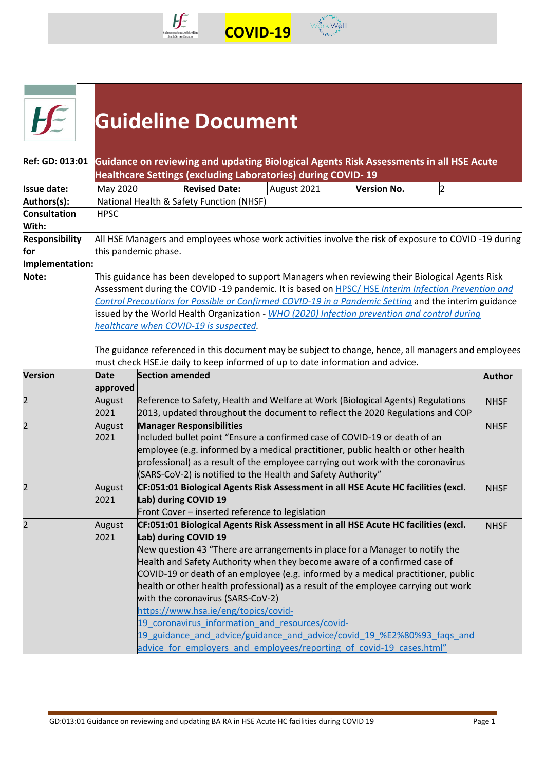# Guideline Document

| | | | | | |
|---|---|---|---|---|---|
| **Ref: GD: 013:01** | **Guidance on reviewing and updating Biological Agents Risk Assessments in all HSE Acute Healthcare Settings (excluding Laboratories) during COVID- 19** | | | | |
| **Issue date:** | May 2020 | **Revised Date:** | August 2021 | **Version No.** | 2 |
| **Authors(s):** | National Health & Safety Function (NHSF) | | | | |
| **Consultation With:** | HPSC | | | | |
| **Responsibility for Implementation:** | All HSE Managers and employees whose work activities involve the risk of exposure to COVID -19 during this pandemic phase. | | | | |
| **Note:** | This guidance has been developed to support Managers when reviewing their Biological Agents Risk Assessment during the COVID -19 pandemic. It is based on HPSC/ HSE *Interim Infection Prevention and Control Precautions for Possible or Confirmed COVID-19 in a Pandemic Setting* and the interim guidance issued by the World Health Organization - *WHO (2020) Infection prevention and control during healthcare when COVID-19 is suspected*.<br><br>The guidance referenced in this document may be subject to change, hence, all managers and employees must check HSE.ie daily to keep informed of up to date information and advice. | | | | |

| **Version** | **Date approved** | **Section amended** | **Author** |
|---|---|---|---|
| 2 | August 2021 | Reference to Safety, Health and Welfare at Work (Biological Agents) Regulations 2013, updated throughout the document to reflect the 2020 Regulations and COP | NHSF |
| 2 | August 2021 | **Manager Responsibilities**<br>Included bullet point "Ensure a confirmed case of COVID-19 or death of an employee (e.g. informed by a medical practitioner, public health or other health professional) as a result of the employee carrying out work with the coronavirus (SARS-CoV-2) is notified to the Health and Safety Authority" | NHSF |
| 2 | August 2021 | **CF:051:01 Biological Agents Risk Assessment in all HSE Acute HC facilities (excl. Lab) during COVID 19**<br>Front Cover – inserted reference to legislation | NHSF |
| 2 | August 2021 | **CF:051:01 Biological Agents Risk Assessment in all HSE Acute HC facilities (excl. Lab) during COVID 19**<br>New question 43 "There are arrangements in place for a Manager to notify the Health and Safety Authority when they become aware of a confirmed case of COVID-19 or death of an employee (e.g. informed by a medical practitioner, public health or other health professional) as a result of the employee carrying out work with the coronavirus (SARS-CoV-2)<br>https://www.hsa.ie/eng/topics/covid-19_coronavirus_information_and_resources/covid-19_guidance_and_advice/guidance_and_advice/covid_19_%E2%80%93_faqs_and advice_for_employers_and_employees/reporting_of_covid-19_cases.html" | NHSF |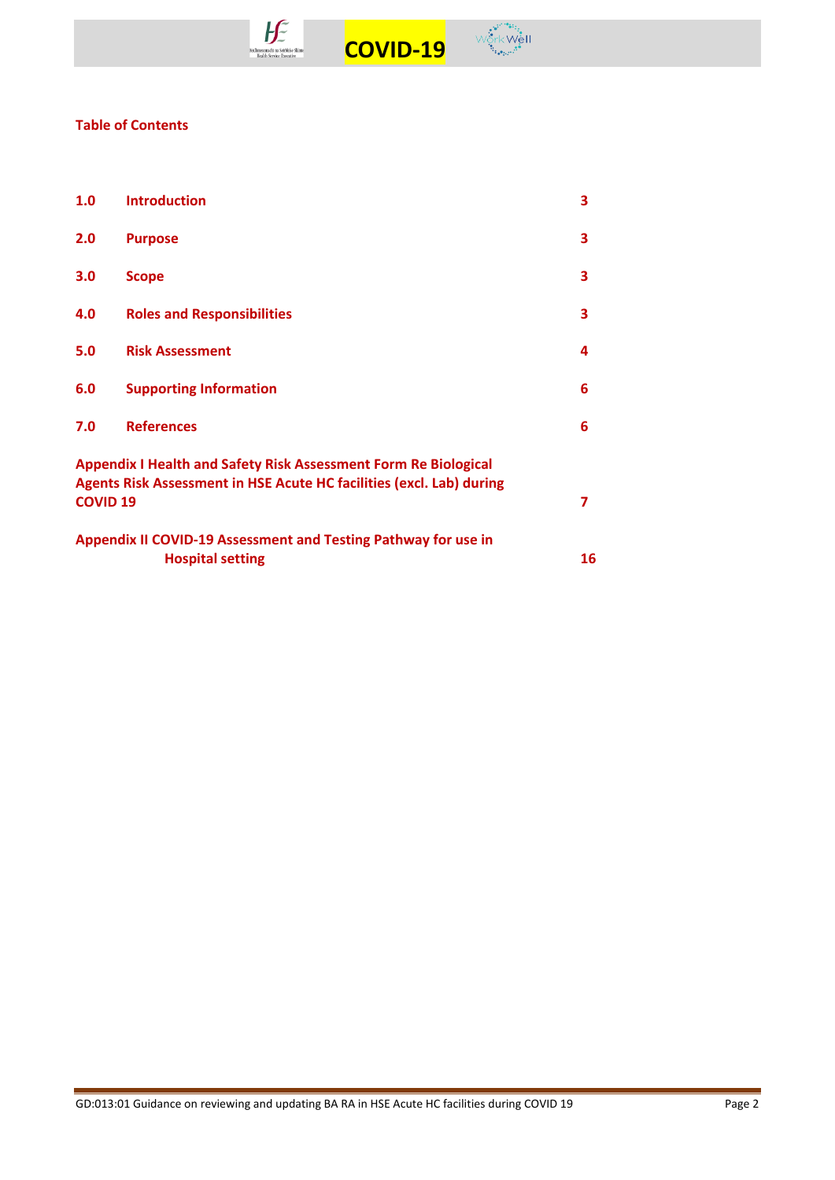## Table of Contents

| | | |
|---|---|---|
| **1.0** | **Introduction** | **3** |
| **2.0** | **Purpose** | **3** |
| **3.0** | **Scope** | **3** |
| **4.0** | **Roles and Responsibilities** | **3** |
| **5.0** | **Risk Assessment** | **4** |
| **6.0** | **Supporting Information** | **6** |
| **7.0** | **References** | **6** |
| **Appendix I Health and Safety Risk Assessment Form Re Biological Agents Risk Assessment in HSE Acute HC facilities (excl. Lab) during COVID 19** | | **7** |
| **Appendix II COVID-19 Assessment and Testing Pathway for use in Hospital setting** | | **16** |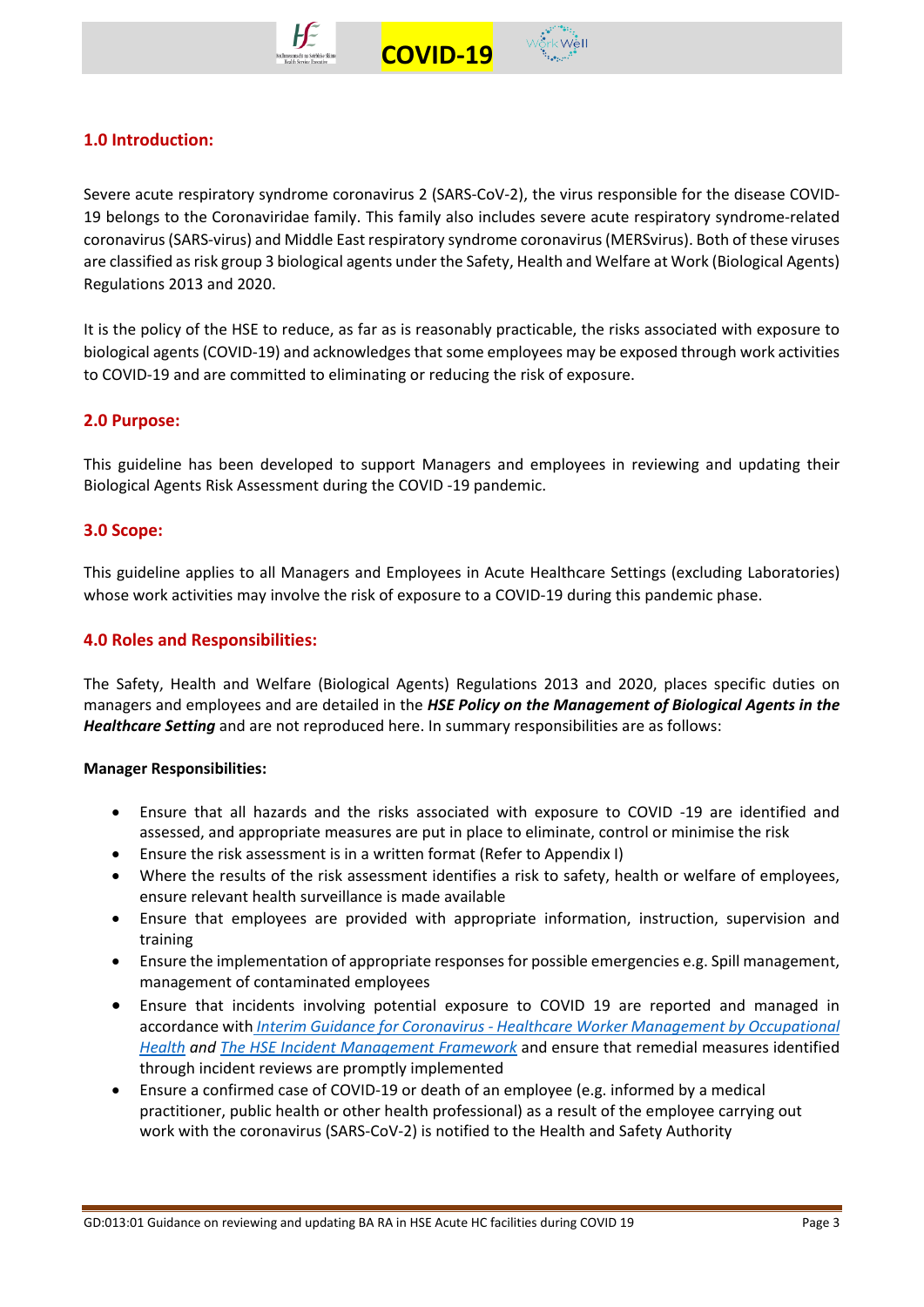## 1.0 Introduction:

Severe acute respiratory syndrome coronavirus 2 (SARS-CoV-2), the virus responsible for the disease COVID-19 belongs to the Coronaviridae family. This family also includes severe acute respiratory syndrome-related coronavirus (SARS-virus) and Middle East respiratory syndrome coronavirus (MERSvirus). Both of these viruses are classified as risk group 3 biological agents under the Safety, Health and Welfare at Work (Biological Agents) Regulations 2013 and 2020.

It is the policy of the HSE to reduce, as far as is reasonably practicable, the risks associated with exposure to biological agents (COVID-19) and acknowledges that some employees may be exposed through work activities to COVID-19 and are committed to eliminating or reducing the risk of exposure.

## 2.0 Purpose:

This guideline has been developed to support Managers and employees in reviewing and updating their Biological Agents Risk Assessment during the COVID -19 pandemic.

## 3.0 Scope:

This guideline applies to all Managers and Employees in Acute Healthcare Settings (excluding Laboratories) whose work activities may involve the risk of exposure to a COVID-19 during this pandemic phase.

## 4.0 Roles and Responsibilities:

The Safety, Health and Welfare (Biological Agents) Regulations 2013 and 2020, places specific duties on managers and employees and are detailed in the ***HSE Policy on the Management of Biological Agents in the Healthcare Setting*** and are not reproduced here. In summary responsibilities are as follows:

**Manager Responsibilities:**

- Ensure that all hazards and the risks associated with exposure to COVID -19 are identified and assessed, and appropriate measures are put in place to eliminate, control or minimise the risk
- Ensure the risk assessment is in a written format (Refer to Appendix I)
- Where the results of the risk assessment identifies a risk to safety, health or welfare of employees, ensure relevant health surveillance is made available
- Ensure that employees are provided with appropriate information, instruction, supervision and training
- Ensure the implementation of appropriate responses for possible emergencies e.g. Spill management, management of contaminated employees
- Ensure that incidents involving potential exposure to COVID 19 are reported and managed in accordance with *Interim Guidance for Coronavirus - Healthcare Worker Management by Occupational Health* *and* *The HSE Incident Management Framework* and ensure that remedial measures identified through incident reviews are promptly implemented
- Ensure a confirmed case of COVID-19 or death of an employee (e.g. informed by a medical practitioner, public health or other health professional) as a result of the employee carrying out work with the coronavirus (SARS-CoV-2) is notified to the Health and Safety Authority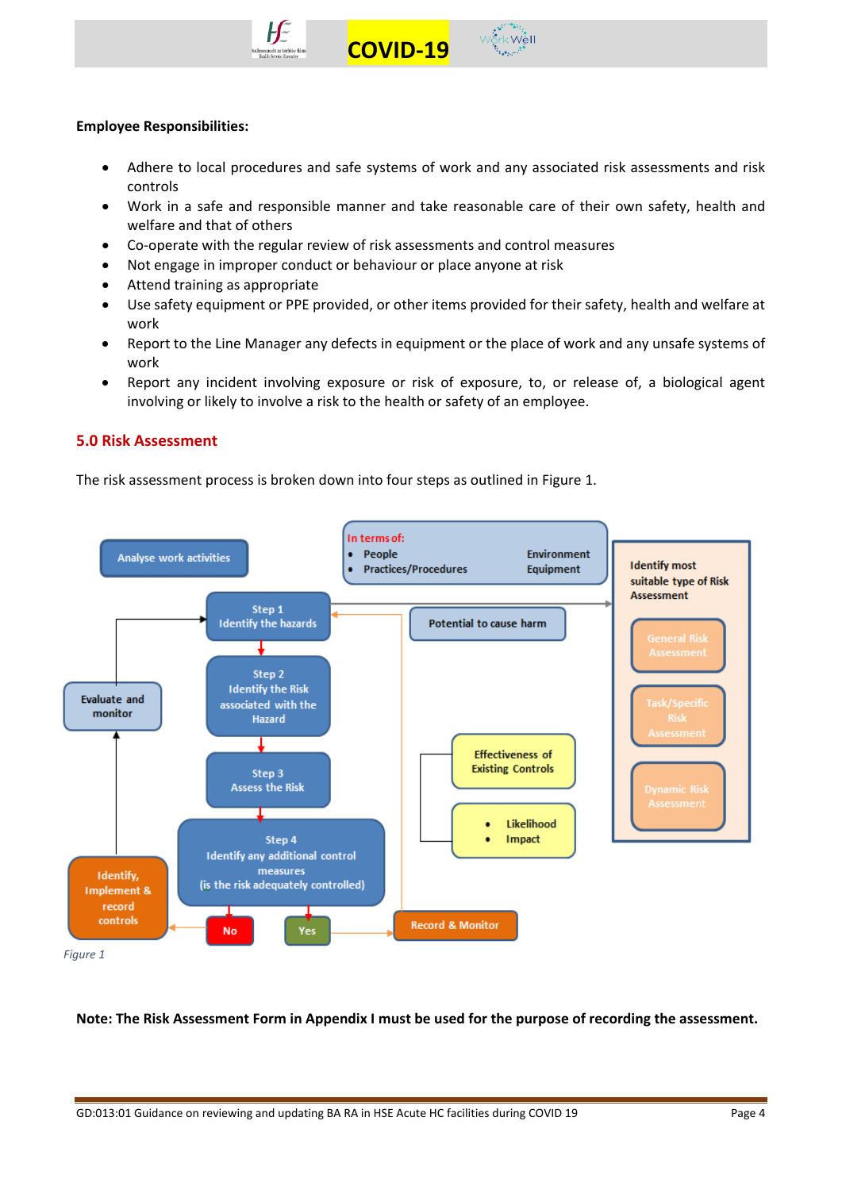**Employee Responsibilities:**

- Adhere to local procedures and safe systems of work and any associated risk assessments and risk controls
- Work in a safe and responsible manner and take reasonable care of their own safety, health and welfare and that of others
- Co-operate with the regular review of risk assessments and control measures
- Not engage in improper conduct or behaviour or place anyone at risk
- Attend training as appropriate
- Use safety equipment or PPE provided, or other items provided for their safety, health and welfare at work
- Report to the Line Manager any defects in equipment or the place of work and any unsafe systems of work
- Report any incident involving exposure or risk of exposure, to, or release of, a biological agent involving or likely to involve a risk to the health or safety of an employee.

## 5.0 Risk Assessment

The risk assessment process is broken down into four steps as outlined in Figure 1.

Analyse work activities

In terms of:
- People
- Practices/Procedures

Environment
Equipment

Step 1
Identify the hazards

Potential to cause harm

Step 2
Identify the Risk associated with the Hazard

Step 3
Assess the Risk

Effectiveness of Existing Controls

- Likelihood
- Impact

Step 4
Identify any additional control measures
(is the risk adequately controlled)

No → Identify, Implement & record controls → Evaluate and monitor

Yes → Record & Monitor

Identify most suitable type of Risk Assessment
- General Risk Assessment
- Task/Specific Risk Assessment
- Dynamic Risk Assessment

*Figure 1*

**Note: The Risk Assessment Form in Appendix I must be used for the purpose of recording the assessment.**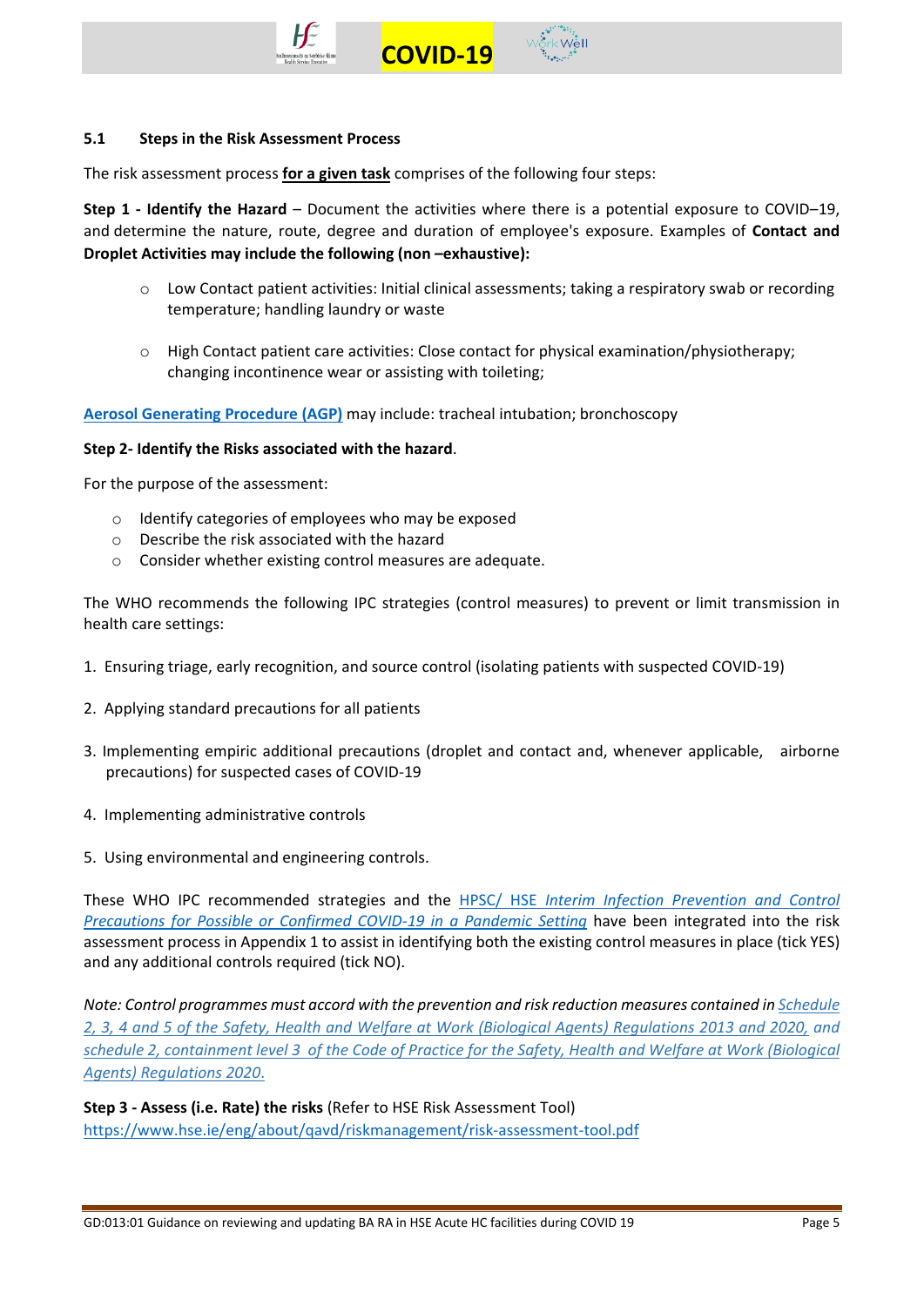### 5.1 Steps in the Risk Assessment Process

The risk assessment process **for a given task** comprises of the following four steps:

**Step 1 - Identify the Hazard** – Document the activities where there is a potential exposure to COVID–19, and determine the nature, route, degree and duration of employee's exposure. Examples of **Contact and Droplet Activities may include the following (non –exhaustive):**

- Low Contact patient activities: Initial clinical assessments; taking a respiratory swab or recording temperature; handling laundry or waste
- High Contact patient care activities: Close contact for physical examination/physiotherapy; changing incontinence wear or assisting with toileting;

**Aerosol Generating Procedure (AGP)** may include: tracheal intubation; bronchoscopy

**Step 2- Identify the Risks associated with the hazard**.

For the purpose of the assessment:

- Identify categories of employees who may be exposed
- Describe the risk associated with the hazard
- Consider whether existing control measures are adequate.

The WHO recommends the following IPC strategies (control measures) to prevent or limit transmission in health care settings:

1. Ensuring triage, early recognition, and source control (isolating patients with suspected COVID-19)
2. Applying standard precautions for all patients
3. Implementing empiric additional precautions (droplet and contact and, whenever applicable, airborne precautions) for suspected cases of COVID-19
4. Implementing administrative controls
5. Using environmental and engineering controls.

These WHO IPC recommended strategies and the HPSC/ HSE *Interim Infection Prevention and Control Precautions for Possible or Confirmed COVID-19 in a Pandemic Setting* have been integrated into the risk assessment process in Appendix 1 to assist in identifying both the existing control measures in place (tick YES) and any additional controls required (tick NO).

*Note: Control programmes must accord with the prevention and risk reduction measures contained in Schedule 2, 3, 4 and 5 of the Safety, Health and Welfare at Work (Biological Agents) Regulations 2013 and 2020, and schedule 2, containment level 3 of the Code of Practice for the Safety, Health and Welfare at Work (Biological Agents) Regulations 2020.*

**Step 3 - Assess (i.e. Rate) the risks** (Refer to HSE Risk Assessment Tool)
https://www.hse.ie/eng/about/qavd/riskmanagement/risk-assessment-tool.pdf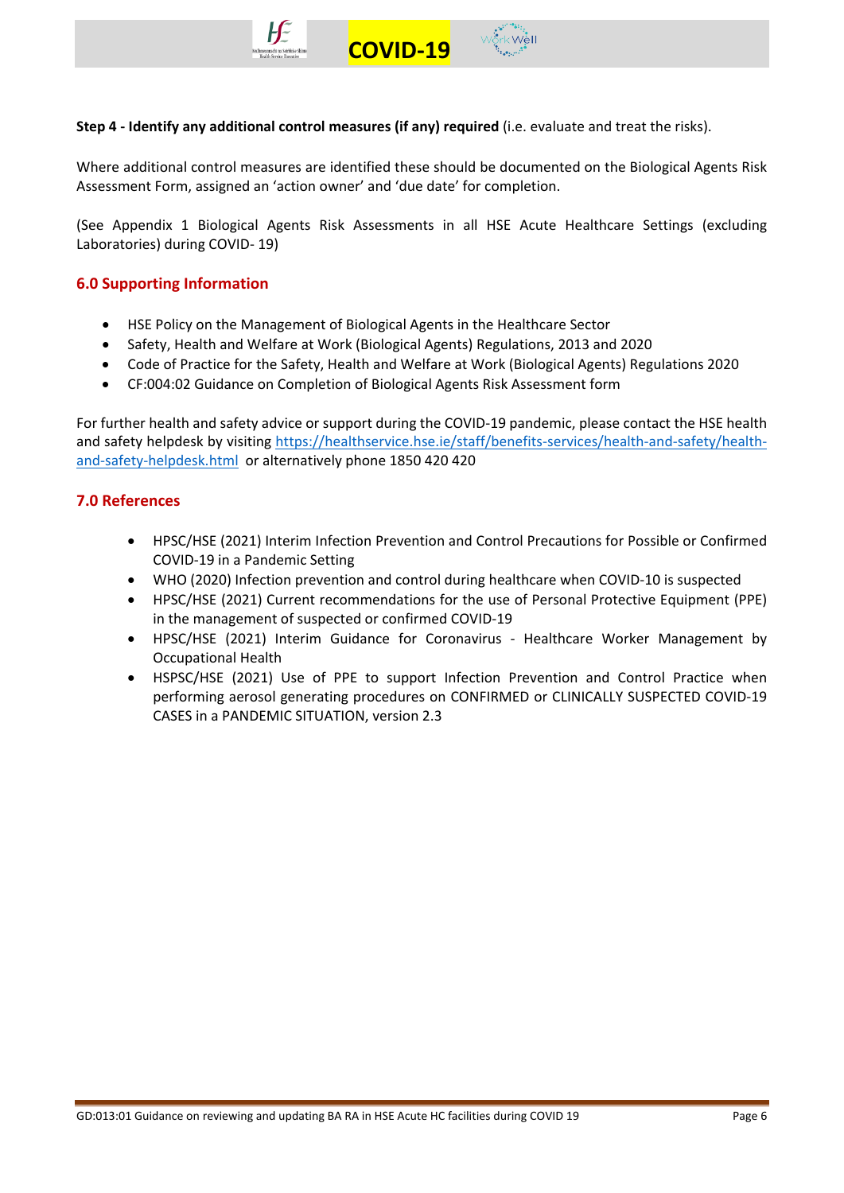**Step 4 - Identify any additional control measures (if any) required** (i.e. evaluate and treat the risks).

Where additional control measures are identified these should be documented on the Biological Agents Risk Assessment Form, assigned an 'action owner' and 'due date' for completion.

(See Appendix 1 Biological Agents Risk Assessments in all HSE Acute Healthcare Settings (excluding Laboratories) during COVID- 19)

## 6.0 Supporting Information

- HSE Policy on the Management of Biological Agents in the Healthcare Sector
- Safety, Health and Welfare at Work (Biological Agents) Regulations, 2013 and 2020
- Code of Practice for the Safety, Health and Welfare at Work (Biological Agents) Regulations 2020
- CF:004:02 Guidance on Completion of Biological Agents Risk Assessment form

For further health and safety advice or support during the COVID-19 pandemic, please contact the HSE health and safety helpdesk by visiting https://healthservice.hse.ie/staff/benefits-services/health-and-safety/health-and-safety-helpdesk.html or alternatively phone 1850 420 420

## 7.0 References

- HPSC/HSE (2021) Interim Infection Prevention and Control Precautions for Possible or Confirmed COVID-19 in a Pandemic Setting
- WHO (2020) Infection prevention and control during healthcare when COVID-10 is suspected
- HPSC/HSE (2021) Current recommendations for the use of Personal Protective Equipment (PPE) in the management of suspected or confirmed COVID-19
- HPSC/HSE (2021) Interim Guidance for Coronavirus - Healthcare Worker Management by Occupational Health
- HSPSC/HSE (2021) Use of PPE to support Infection Prevention and Control Practice when performing aerosol generating procedures on CONFIRMED or CLINICALLY SUSPECTED COVID-19 CASES in a PANDEMIC SITUATION, version 2.3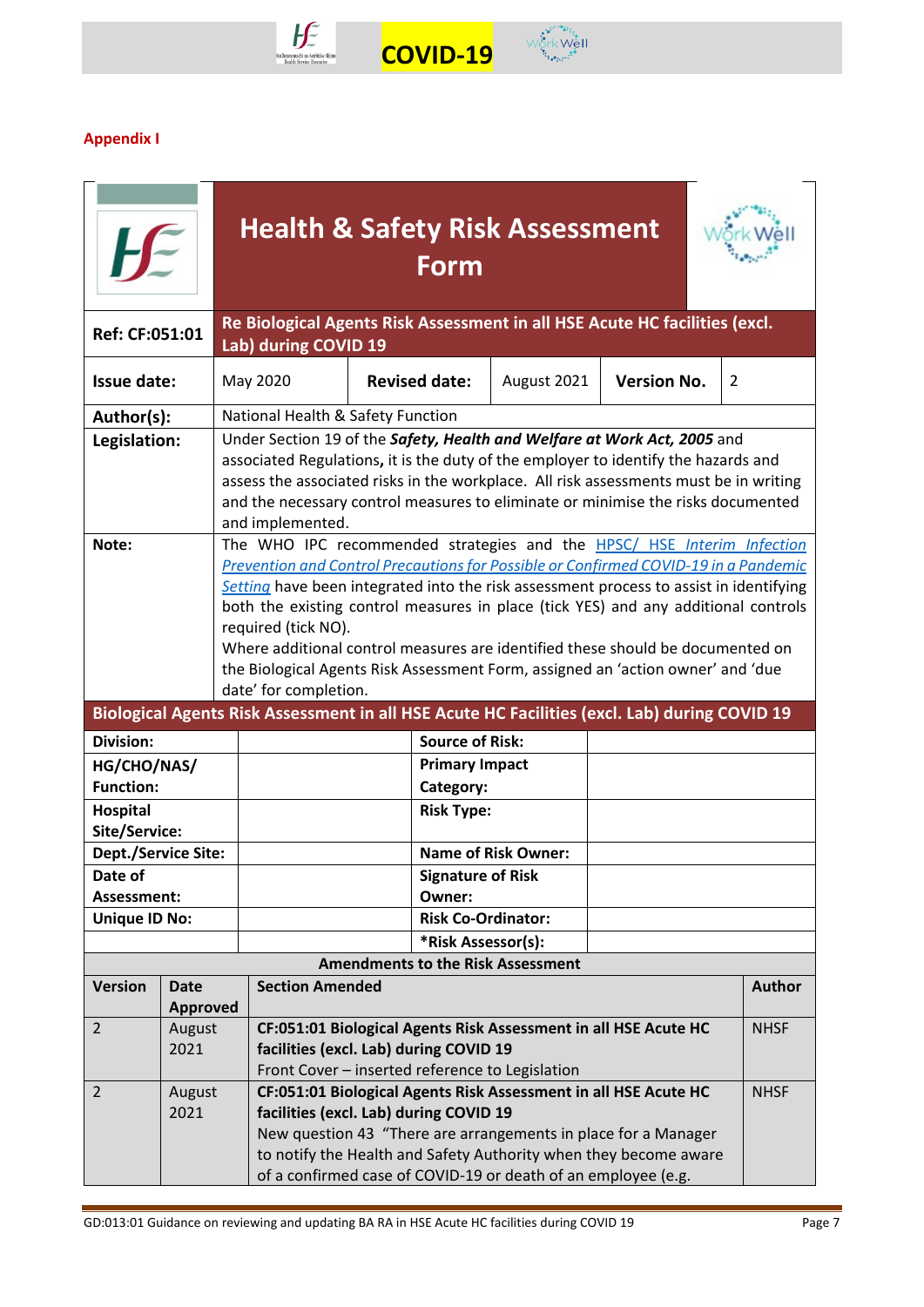**Appendix I**

# Health & Safety Risk Assessment Form

| Ref: CF:051:01 | Re Biological Agents Risk Assessment in all HSE Acute HC facilities (excl. Lab) during COVID 19 | | | | |
|---|---|---|---|---|---|
| **Issue date:** | May 2020 | **Revised date:** | August 2021 | **Version No.** | 2 |
| **Author(s):** | National Health & Safety Function | | | | |
| **Legislation:** | Under Section 19 of the ***Safety, Health and Welfare at Work Act, 2005*** and associated Regulations**,** it is the duty of the employer to identify the hazards and assess the associated risks in the workplace. All risk assessments must be in writing and the necessary control measures to eliminate or minimise the risks documented and implemented. | | | | |
| **Note:** | The WHO IPC recommended strategies and the *HPSC/ HSE Interim Infection Prevention and Control Precautions for Possible or Confirmed COVID-19 in a Pandemic Setting* have been integrated into the risk assessment process to assist in identifying both the existing control measures in place (tick YES) and any additional controls required (tick NO). Where additional control measures are identified these should be documented on the Biological Agents Risk Assessment Form, assigned an 'action owner' and 'due date' for completion. | | | | |

**Biological Agents Risk Assessment in all HSE Acute HC Facilities (excl. Lab) during COVID 19**

| | | | |
|---|---|---|---|
| **Division:** | | **Source of Risk:** | |
| **HG/CHO/NAS/ Function:** | | **Primary Impact Category:** | |
| **Hospital Site/Service:** | | **Risk Type:** | |
| **Dept./Service Site:** | | **Name of Risk Owner:** | |
| **Date of Assessment:** | | **Signature of Risk Owner:** | |
| **Unique ID No:** | | **Risk Co-Ordinator:** | |
| | | ***Risk Assessor(s):** | |

**Amendments to the Risk Assessment**

| Version | Date Approved | Section Amended | Author |
|---|---|---|---|
| 2 | August 2021 | **CF:051:01 Biological Agents Risk Assessment in all HSE Acute HC facilities (excl. Lab) during COVID 19** Front Cover – inserted reference to Legislation | NHSF |
| 2 | August 2021 | **CF:051:01 Biological Agents Risk Assessment in all HSE Acute HC facilities (excl. Lab) during COVID 19** New question 43 "There are arrangements in place for a Manager to notify the Health and Safety Authority when they become aware of a confirmed case of COVID-19 or death of an employee (e.g. | NHSF |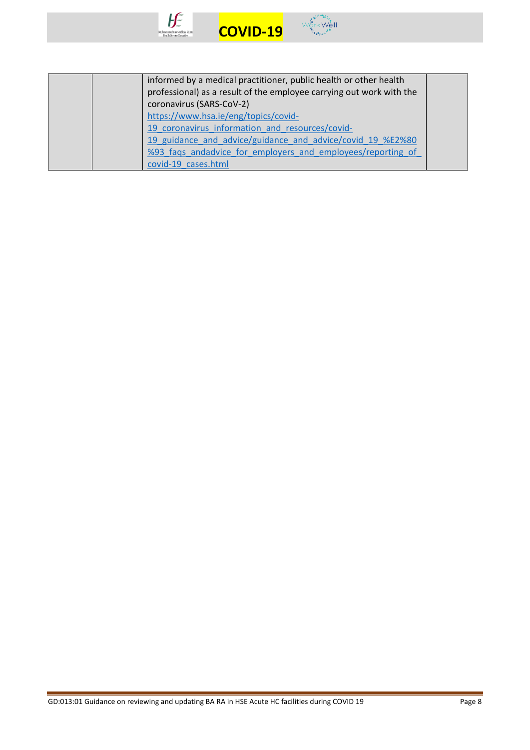| | | | |
|---|---|---|---|
| | | informed by a medical practitioner, public health or other health professional) as a result of the employee carrying out work with the coronavirus (SARS-CoV-2) https://www.hsa.ie/eng/topics/covid-19_coronavirus_information_and_resources/covid-19_guidance_and_advice/guidance_and_advice/covid_19_%E2%80%93_faqs_andadvice_for_employers_and_employees/reporting_of_covid-19_cases.html | |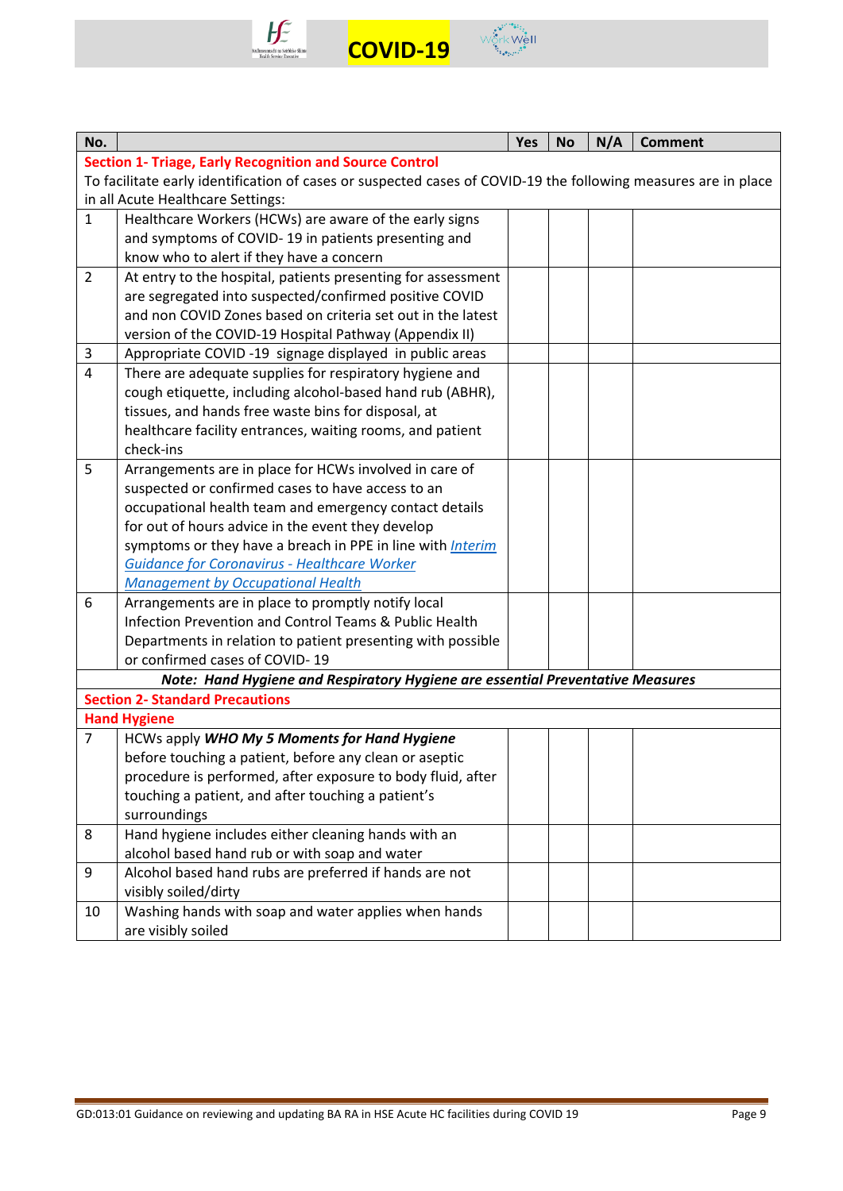| No. | | Yes | No | N/A | Comment |
|---|---|---|---|---|---|
| **Section 1- Triage, Early Recognition and Source Control** | | | | | |
| To facilitate early identification of cases or suspected cases of COVID-19 the following measures are in place in all Acute Healthcare Settings: | | | | | |
| 1 | Healthcare Workers (HCWs) are aware of the early signs and symptoms of COVID- 19 in patients presenting and know who to alert if they have a concern | | | | |
| 2 | At entry to the hospital, patients presenting for assessment are segregated into suspected/confirmed positive COVID and non COVID Zones based on criteria set out in the latest version of the COVID-19 Hospital Pathway (Appendix II) | | | | |
| 3 | Appropriate COVID -19 signage displayed in public areas | | | | |
| 4 | There are adequate supplies for respiratory hygiene and cough etiquette, including alcohol-based hand rub (ABHR), tissues, and hands free waste bins for disposal, at healthcare facility entrances, waiting rooms, and patient check-ins | | | | |
| 5 | Arrangements are in place for HCWs involved in care of suspected or confirmed cases to have access to an occupational health team and emergency contact details for out of hours advice in the event they develop symptoms or they have a breach in PPE in line with *Interim Guidance for Coronavirus - Healthcare Worker Management by Occupational Health* | | | | |
| 6 | Arrangements are in place to promptly notify local Infection Prevention and Control Teams & Public Health Departments in relation to patient presenting with possible or confirmed cases of COVID- 19 | | | | |
| ***Note: Hand Hygiene and Respiratory Hygiene are essential Preventative Measures*** | | | | | |
| **Section 2- Standard Precautions** | | | | | |
| **Hand Hygiene** | | | | | |
| 7 | HCWs apply ***WHO My 5 Moments for Hand Hygiene*** before touching a patient, before any clean or aseptic procedure is performed, after exposure to body fluid, after touching a patient, and after touching a patient's surroundings | | | | |
| 8 | Hand hygiene includes either cleaning hands with an alcohol based hand rub or with soap and water | | | | |
| 9 | Alcohol based hand rubs are preferred if hands are not visibly soiled/dirty | | | | |
| 10 | Washing hands with soap and water applies when hands are visibly soiled | | | | |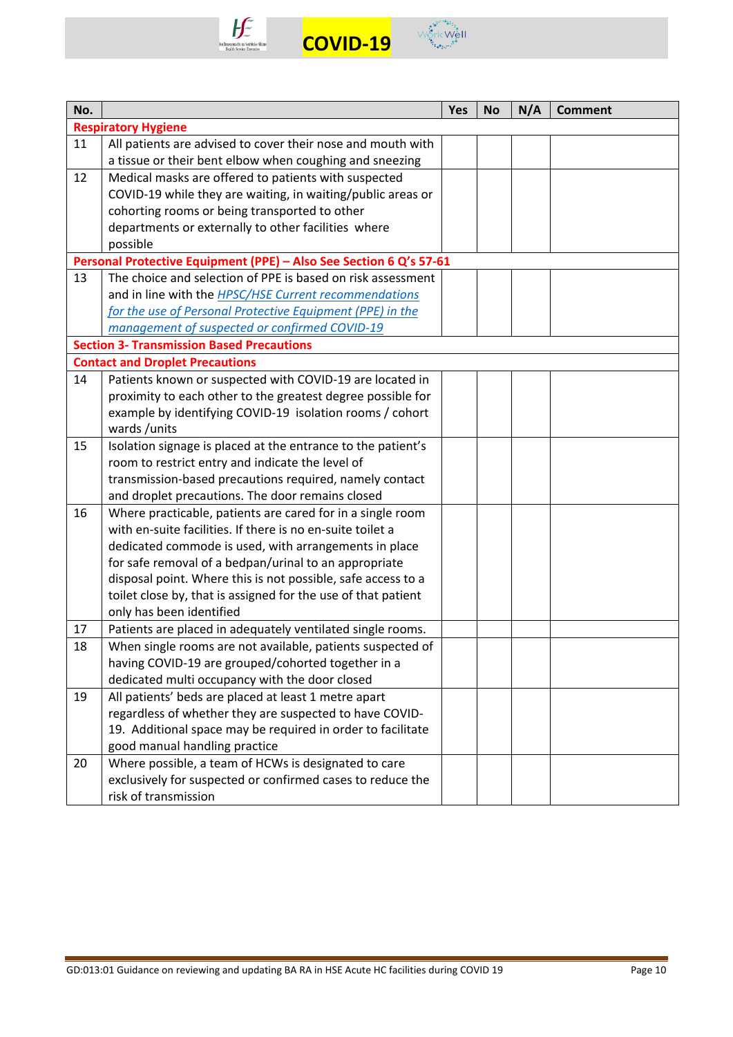| No. | | Yes | No | N/A | Comment |
|---|---|---|---|---|---|
| **Respiratory Hygiene** | | | | | |
| 11 | All patients are advised to cover their nose and mouth with a tissue or their bent elbow when coughing and sneezing | | | | |
| 12 | Medical masks are offered to patients with suspected COVID-19 while they are waiting, in waiting/public areas or cohorting rooms or being transported to other departments or externally to other facilities where possible | | | | |
| **Personal Protective Equipment (PPE) – Also See Section 6 Q's 57-61** | | | | | |
| 13 | The choice and selection of PPE is based on risk assessment and in line with the *HPSC/HSE Current recommendations for the use of Personal Protective Equipment (PPE) in the management of suspected or confirmed COVID-19* | | | | |
| **Section 3- Transmission Based Precautions** | | | | | |
| **Contact and Droplet Precautions** | | | | | |
| 14 | Patients known or suspected with COVID-19 are located in proximity to each other to the greatest degree possible for example by identifying COVID-19 isolation rooms / cohort wards /units | | | | |
| 15 | Isolation signage is placed at the entrance to the patient's room to restrict entry and indicate the level of transmission-based precautions required, namely contact and droplet precautions. The door remains closed | | | | |
| 16 | Where practicable, patients are cared for in a single room with en-suite facilities. If there is no en-suite toilet a dedicated commode is used, with arrangements in place for safe removal of a bedpan/urinal to an appropriate disposal point. Where this is not possible, safe access to a toilet close by, that is assigned for the use of that patient only has been identified | | | | |
| 17 | Patients are placed in adequately ventilated single rooms. | | | | |
| 18 | When single rooms are not available, patients suspected of having COVID-19 are grouped/cohorted together in a dedicated multi occupancy with the door closed | | | | |
| 19 | All patients' beds are placed at least 1 metre apart regardless of whether they are suspected to have COVID-19. Additional space may be required in order to facilitate good manual handling practice | | | | |
| 20 | Where possible, a team of HCWs is designated to care exclusively for suspected or confirmed cases to reduce the risk of transmission | | | | |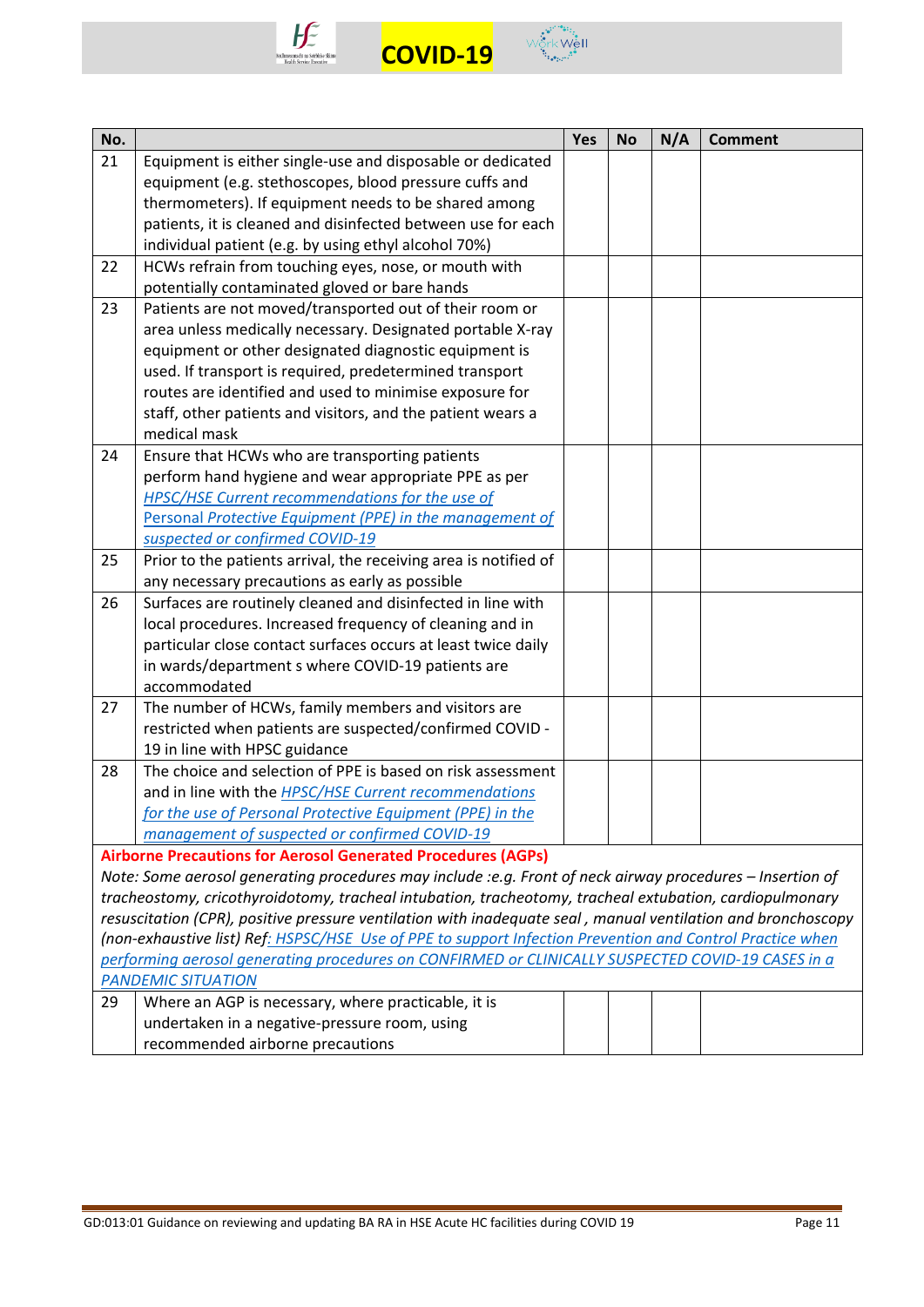| No. | | Yes | No | N/A | Comment |
|---|---|---|---|---|---|
| 21 | Equipment is either single-use and disposable or dedicated equipment (e.g. stethoscopes, blood pressure cuffs and thermometers). If equipment needs to be shared among patients, it is cleaned and disinfected between use for each individual patient (e.g. by using ethyl alcohol 70%) | | | | |
| 22 | HCWs refrain from touching eyes, nose, or mouth with potentially contaminated gloved or bare hands | | | | |
| 23 | Patients are not moved/transported out of their room or area unless medically necessary. Designated portable X-ray equipment or other designated diagnostic equipment is used. If transport is required, predetermined transport routes are identified and used to minimise exposure for staff, other patients and visitors, and the patient wears a medical mask | | | | |
| 24 | Ensure that HCWs who are transporting patients perform hand hygiene and wear appropriate PPE as per *HPSC/HSE Current recommendations for the use of Personal Protective Equipment (PPE) in the management of suspected or confirmed COVID-19* | | | | |
| 25 | Prior to the patients arrival, the receiving area is notified of any necessary precautions as early as possible | | | | |
| 26 | Surfaces are routinely cleaned and disinfected in line with local procedures. Increased frequency of cleaning and in particular close contact surfaces occurs at least twice daily in wards/department s where COVID-19 patients are accommodated | | | | |
| 27 | The number of HCWs, family members and visitors are restricted when patients are suspected/confirmed COVID - 19 in line with HPSC guidance | | | | |
| 28 | The choice and selection of PPE is based on risk assessment and in line with the *HPSC/HSE Current recommendations for the use of Personal Protective Equipment (PPE) in the management of suspected or confirmed COVID-19* | | | | |
| **Airborne Precautions for Aerosol Generated Procedures (AGPs)** *Note: Some aerosol generating procedures may include :e.g. Front of neck airway procedures – Insertion of tracheostomy, cricothyroidotomy, tracheal intubation, tracheotomy, tracheal extubation, cardiopulmonary resuscitation (CPR), positive pressure ventilation with inadequate seal , manual ventilation and bronchoscopy (non-exhaustive list) Ref: HSPSC/HSE Use of PPE to support Infection Prevention and Control Practice when performing aerosol generating procedures on CONFIRMED or CLINICALLY SUSPECTED COVID-19 CASES in a PANDEMIC SITUATION* | | | | | |
| 29 | Where an AGP is necessary, where practicable, it is undertaken in a negative-pressure room, using recommended airborne precautions | | | | |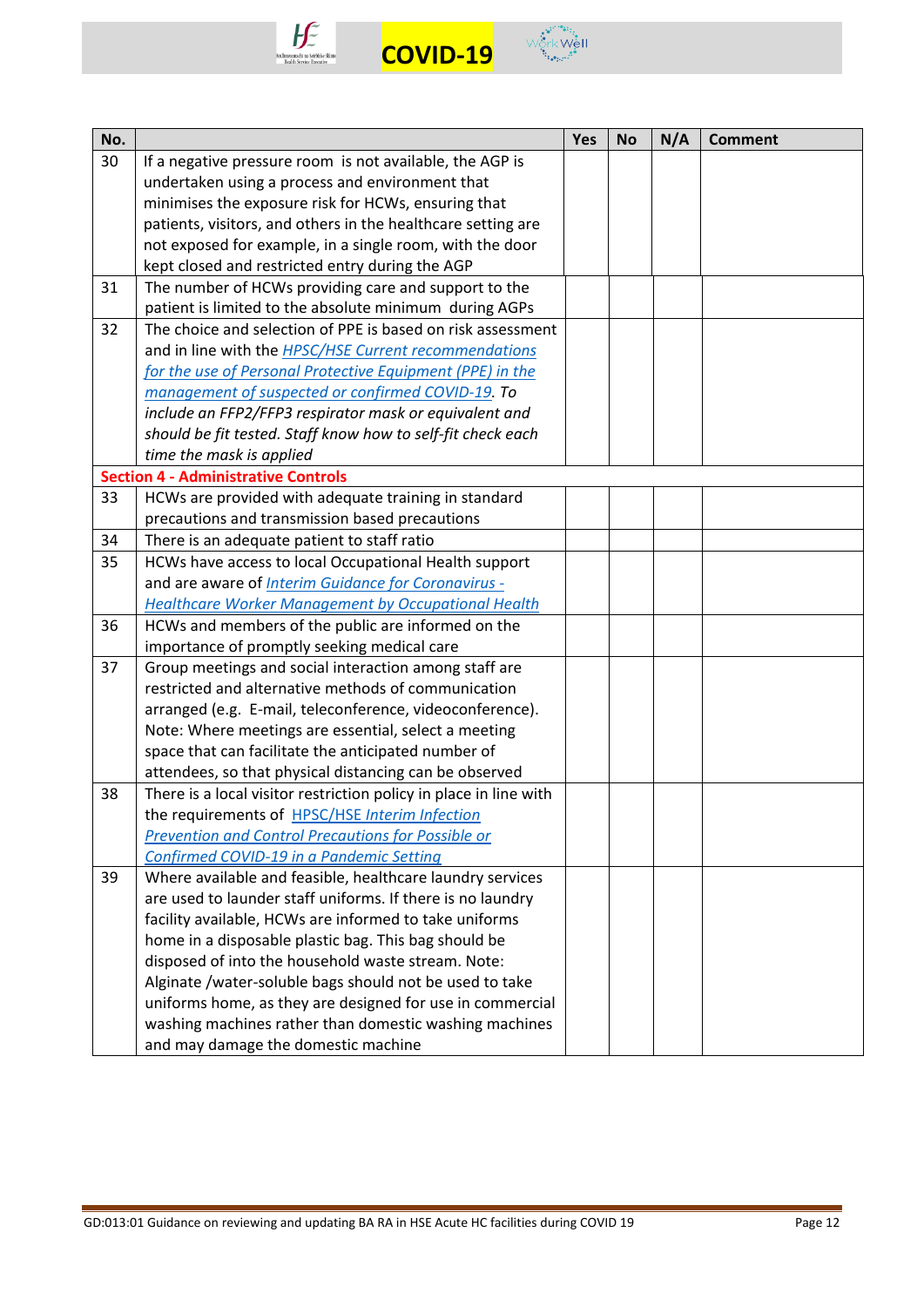| No. | | Yes | No | N/A | Comment |
|---|---|---|---|---|---|
| 30 | If a negative pressure room is not available, the AGP is undertaken using a process and environment that minimises the exposure risk for HCWs, ensuring that patients, visitors, and others in the healthcare setting are not exposed for example, in a single room, with the door kept closed and restricted entry during the AGP | | | | |
| 31 | The number of HCWs providing care and support to the patient is limited to the absolute minimum during AGPs | | | | |
| 32 | The choice and selection of PPE is based on risk assessment and in line with the *HPSC/HSE Current recommendations for the use of Personal Protective Equipment (PPE) in the management of suspected or confirmed COVID-19*. *To include an FFP2/FFP3 respirator mask or equivalent and should be fit tested. Staff know how to self-fit check each time the mask is applied* | | | | |
| **Section 4 - Administrative Controls** | | | | | |
| 33 | HCWs are provided with adequate training in standard precautions and transmission based precautions | | | | |
| 34 | There is an adequate patient to staff ratio | | | | |
| 35 | HCWs have access to local Occupational Health support and are aware of *Interim Guidance for Coronavirus - Healthcare Worker Management by Occupational Health* | | | | |
| 36 | HCWs and members of the public are informed on the importance of promptly seeking medical care | | | | |
| 37 | Group meetings and social interaction among staff are restricted and alternative methods of communication arranged (e.g. E-mail, teleconference, videoconference). Note: Where meetings are essential, select a meeting space that can facilitate the anticipated number of attendees, so that physical distancing can be observed | | | | |
| 38 | There is a local visitor restriction policy in place in line with the requirements of HPSC/HSE *Interim Infection Prevention and Control Precautions for Possible or Confirmed COVID-19 in a Pandemic Setting* | | | | |
| 39 | Where available and feasible, healthcare laundry services are used to launder staff uniforms. If there is no laundry facility available, HCWs are informed to take uniforms home in a disposable plastic bag. This bag should be disposed of into the household waste stream. Note: Alginate /water-soluble bags should not be used to take uniforms home, as they are designed for use in commercial washing machines rather than domestic washing machines and may damage the domestic machine | | | | |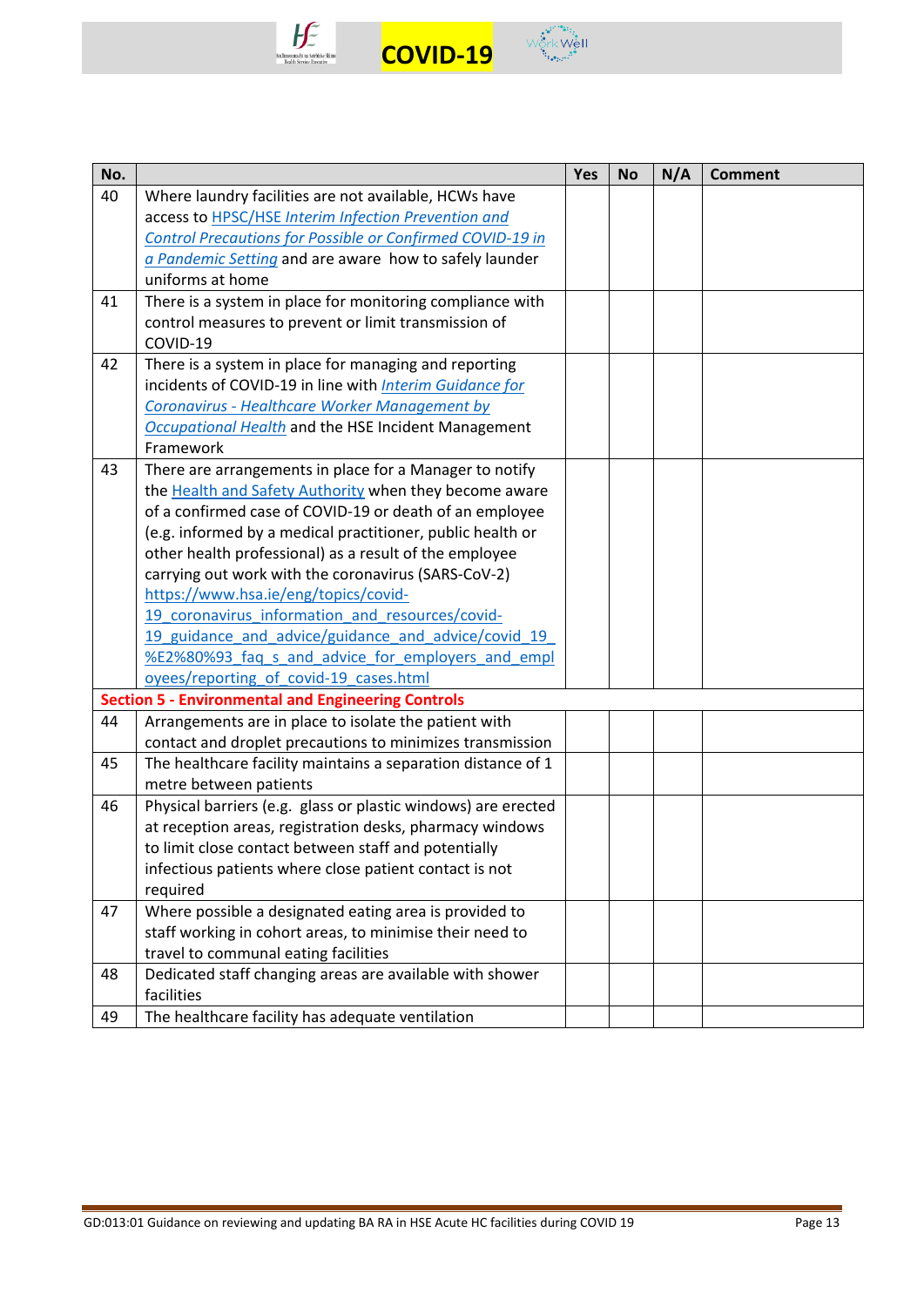| No. | | Yes | No | N/A | Comment |
|---|---|---|---|---|---|
| 40 | Where laundry facilities are not available, HCWs have access to HPSC/HSE *Interim Infection Prevention and Control Precautions for Possible or Confirmed COVID-19 in a Pandemic Setting* and are aware how to safely launder uniforms at home | | | | |
| 41 | There is a system in place for monitoring compliance with control measures to prevent or limit transmission of COVID-19 | | | | |
| 42 | There is a system in place for managing and reporting incidents of COVID-19 in line with *Interim Guidance for Coronavirus - Healthcare Worker Management by Occupational Health* and the HSE Incident Management Framework | | | | |
| 43 | There are arrangements in place for a Manager to notify the Health and Safety Authority when they become aware of a confirmed case of COVID-19 or death of an employee (e.g. informed by a medical practitioner, public health or other health professional) as a result of the employee carrying out work with the coronavirus (SARS-CoV-2) https://www.hsa.ie/eng/topics/covid-19_coronavirus_information_and_resources/covid-19_guidance_and_advice/guidance_and_advice/covid_19_%E2%80%93_faq_s_and_advice_for_employers_and_employees/reporting_of_covid-19_cases.html | | | | |
| **Section 5 - Environmental and Engineering Controls** | | | | | |
| 44 | Arrangements are in place to isolate the patient with contact and droplet precautions to minimizes transmission | | | | |
| 45 | The healthcare facility maintains a separation distance of 1 metre between patients | | | | |
| 46 | Physical barriers (e.g. glass or plastic windows) are erected at reception areas, registration desks, pharmacy windows to limit close contact between staff and potentially infectious patients where close patient contact is not required | | | | |
| 47 | Where possible a designated eating area is provided to staff working in cohort areas, to minimise their need to travel to communal eating facilities | | | | |
| 48 | Dedicated staff changing areas are available with shower facilities | | | | |
| 49 | The healthcare facility has adequate ventilation | | | | |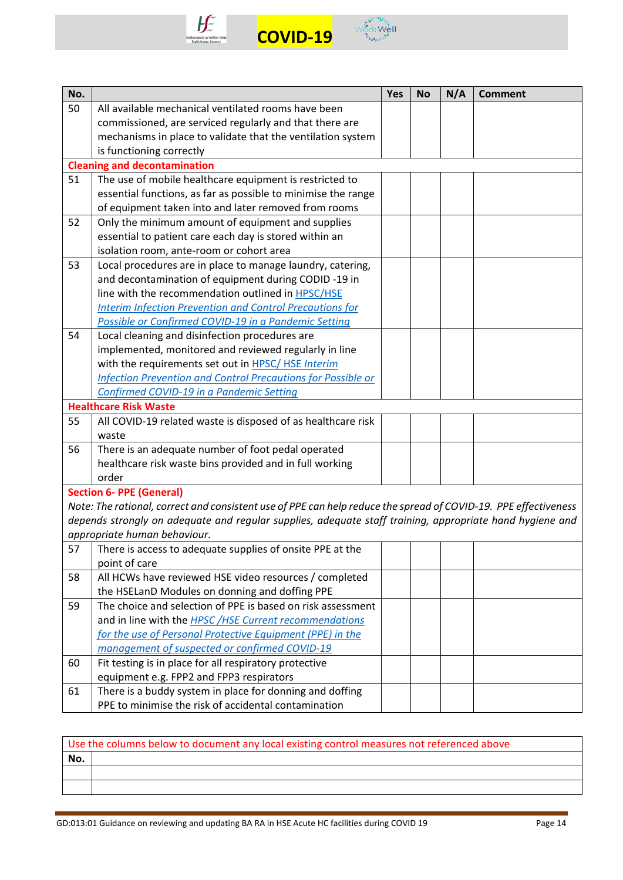| No. | | Yes | No | N/A | Comment |
|---|---|---|---|---|---|
| 50 | All available mechanical ventilated rooms have been commissioned, are serviced regularly and that there are mechanisms in place to validate that the ventilation system is functioning correctly | | | | |
| **Cleaning and decontamination** | | | | | |
| 51 | The use of mobile healthcare equipment is restricted to essential functions, as far as possible to minimise the range of equipment taken into and later removed from rooms | | | | |
| 52 | Only the minimum amount of equipment and supplies essential to patient care each day is stored within an isolation room, ante-room or cohort area | | | | |
| 53 | Local procedures are in place to manage laundry, catering, and decontamination of equipment during CODID -19 in line with the recommendation outlined in HPSC/HSE *Interim Infection Prevention and Control Precautions for Possible or Confirmed COVID-19 in a Pandemic Setting* | | | | |
| 54 | Local cleaning and disinfection procedures are implemented, monitored and reviewed regularly in line with the requirements set out in HPSC/ HSE *Interim Infection Prevention and Control Precautions for Possible or Confirmed COVID-19 in a Pandemic Setting* | | | | |
| **Healthcare Risk Waste** | | | | | |
| 55 | All COVID-19 related waste is disposed of as healthcare risk waste | | | | |
| 56 | There is an adequate number of foot pedal operated healthcare risk waste bins provided and in full working order | | | | |
| **Section 6- PPE (General)** *Note: The rational, correct and consistent use of PPE can help reduce the spread of COVID-19. PPE effectiveness depends strongly on adequate and regular supplies, adequate staff training, appropriate hand hygiene and appropriate human behaviour.* | | | | | |
| 57 | There is access to adequate supplies of onsite PPE at the point of care | | | | |
| 58 | All HCWs have reviewed HSE video resources / completed the HSELanD Modules on donning and doffing PPE | | | | |
| 59 | The choice and selection of PPE is based on risk assessment and in line with the *HPSC /HSE Current recommendations for the use of Personal Protective Equipment (PPE) in the management of suspected or confirmed COVID-19* | | | | |
| 60 | Fit testing is in place for all respiratory protective equipment e.g. FPP2 and FPP3 respirators | | | | |
| 61 | There is a buddy system in place for donning and doffing PPE to minimise the risk of accidental contamination | | | | |

| Use the columns below to document any local existing control measures not referenced above | |
|---|---|
| **No.** | |
| | |
| | |

GD:013:01 Guidance on reviewing and updating BA RA in HSE Acute HC facilities during COVID 19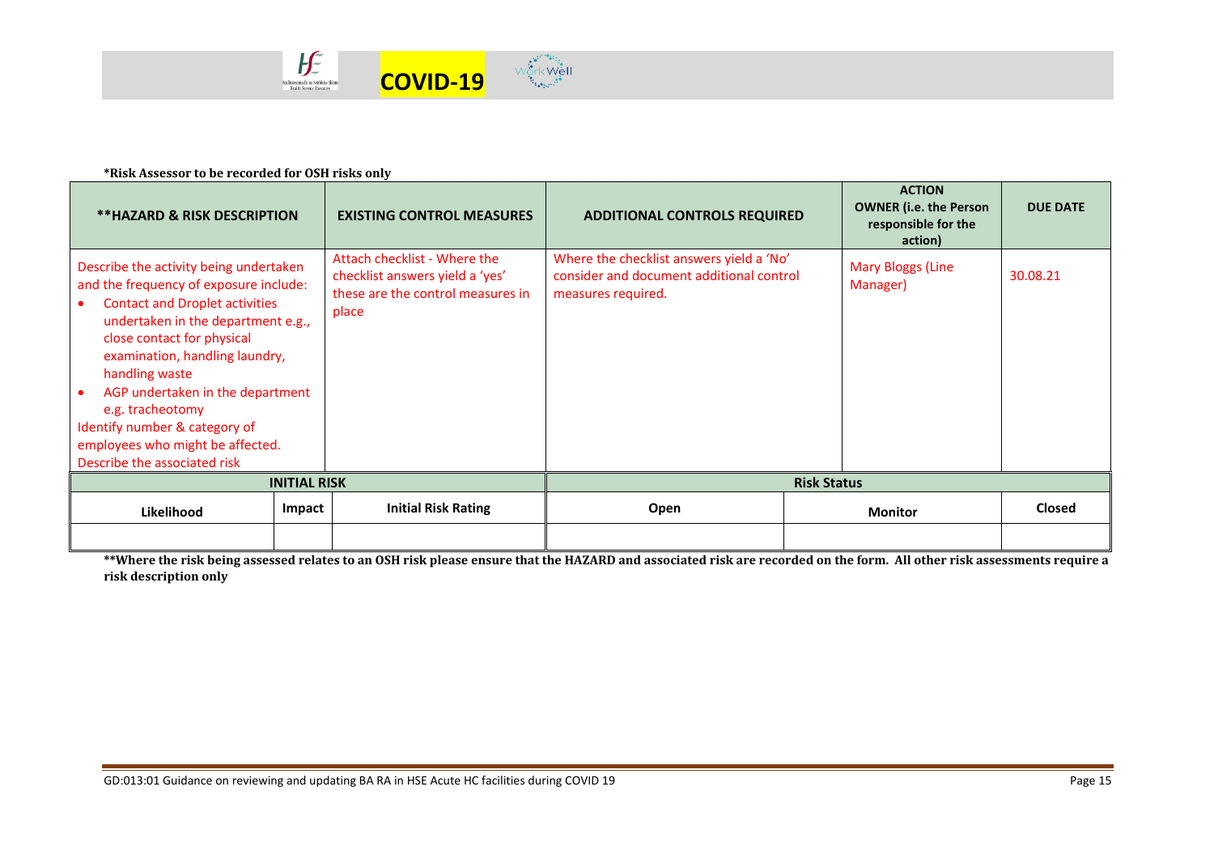**\*Risk Assessor to be recorded for OSH risks only**

| **\*\*HAZARD & RISK DESCRIPTION** | **EXISTING CONTROL MEASURES** | **ADDITIONAL CONTROLS REQUIRED** | **ACTION OWNER (i.e. the Person responsible for the action)** | **DUE DATE** |
|---|---|---|---|---|
| Describe the activity being undertaken and the frequency of exposure include:<br>• Contact and Droplet activities undertaken in the department e.g., close contact for physical examination, handling laundry, handling waste<br>• AGP undertaken in the department e.g. tracheotomy<br>Identify number & category of employees who might be affected.<br>Describe the associated risk | Attach checklist - Where the checklist answers yield a 'yes' these are the control measures in place | Where the checklist answers yield a 'No' consider and document additional control measures required. | Mary Bloggs (Line Manager) | 30.08.21 |

| **INITIAL RISK** | | | **Risk Status** | | |
|---|---|---|---|---|---|
| **Likelihood** | **Impact** | **Initial Risk Rating** | **Open** | **Monitor** | **Closed** |
| | | | | | |

**\*\*Where the risk being assessed relates to an OSH risk please ensure that the HAZARD and associated risk are recorded on the form. All other risk assessments require a risk description only**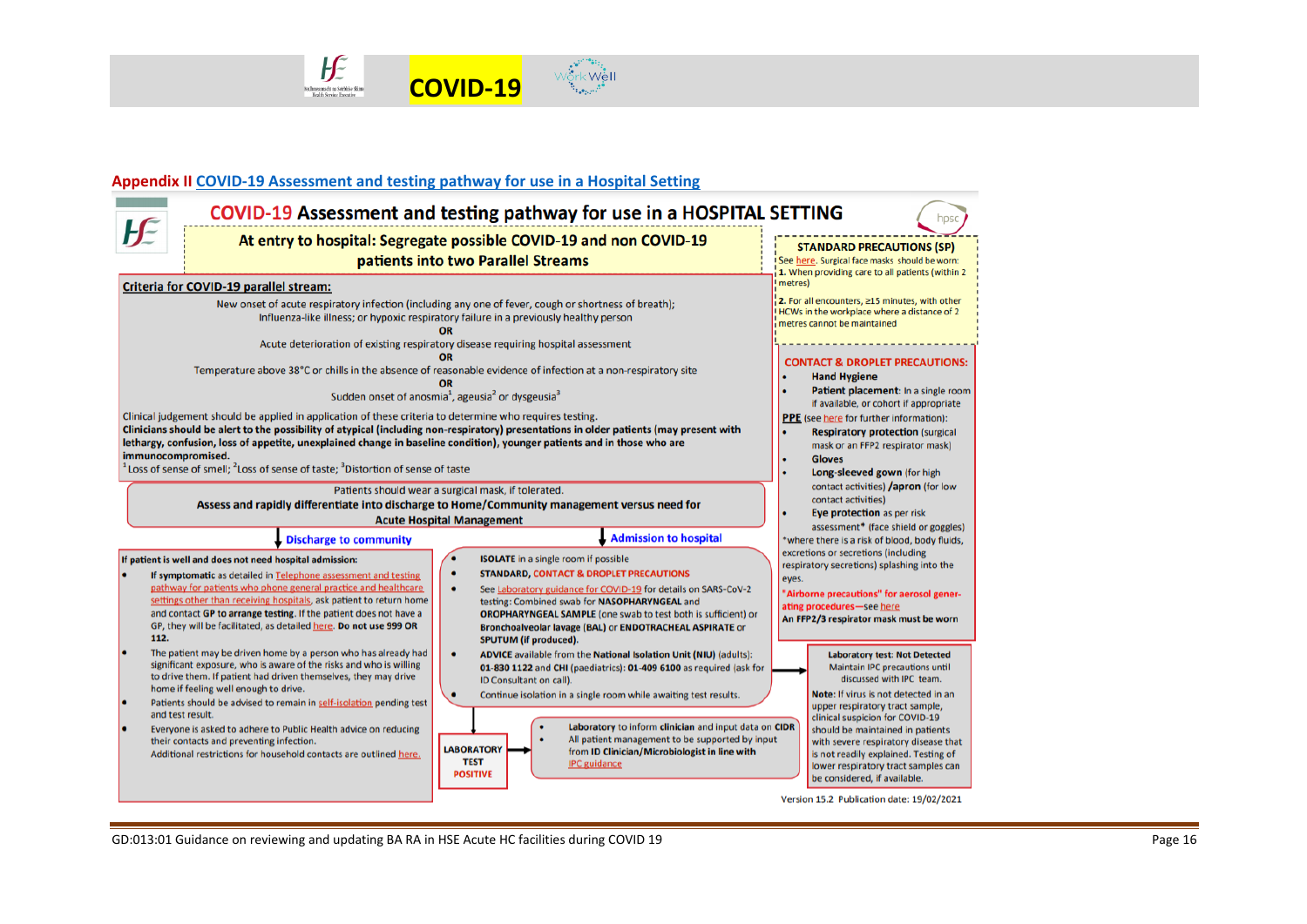## Appendix II COVID-19 Assessment and testing pathway for use in a Hospital Setting

# COVID-19 Assessment and testing pathway for use in a HOSPITAL SETTING

**At entry to hospital: Segregate possible COVID-19 and non COVID-19 patients into two Parallel Streams**

**Criteria for COVID-19 parallel stream:**

New onset of acute respiratory infection (including any one of fever, cough or shortness of breath); Influenza-like illness; or hypoxic respiratory failure in a previously healthy person

**OR**

Acute deterioration of existing respiratory disease requiring hospital assessment

**OR**

Temperature above 38°C or chills in the absence of reasonable evidence of infection at a non-respiratory site

**OR**

Sudden onset of anosmia[1], ageusia[2] or dysgeusia[3]

Clinical judgement should be applied in application of these criteria to determine who requires testing.
**Clinicians should be alert to the possibility of atypical (including non-respiratory) presentations in older patients (may present with lethargy, confusion, loss of appetite, unexplained change in baseline condition), younger patients and in those who are immunocompromised.**

[1]Loss of sense of smell; [2]Loss of sense of taste; [3]Distortion of sense of taste

Patients should wear a surgical mask, if tolerated.
**Assess and rapidly differentiate into discharge to Home/Community management versus need for Acute Hospital Management**

### Discharge to community

**If patient is well and does not need hospital admission:**

- **If symptomatic** as detailed in Telephone assessment and testing pathway for patients who phone general practice and healthcare settings other than receiving hospitals, ask patient to return home and contact GP to **arrange testing**. If the patient does not have a GP, they will be facilitated, as detailed here. **Do not use 999 OR 112.**
- The patient may be driven home by a person who has already had significant exposure, who is aware of the risks and who is willing to drive them. If patient had driven themselves, they may drive home if feeling well enough to drive.
- Patients should be advised to remain in self-isolation pending test and test result.
- Everyone is asked to adhere to Public Health advice on reducing their contacts and preventing infection.
  Additional restrictions for household contacts are outlined here.

### Admission to hospital

- **ISOLATE** in a single room if possible
- **STANDARD, CONTACT & DROPLET PRECAUTIONS**
- See laboratory guidance for COVID-19 for details on SARS-CoV-2 testing: Combined swab for **NASOPHARYNGEAL** and **OROPHARYNGEAL SAMPLE** (one swab to test both is sufficient) or **Bronchoalveolar lavage (BAL)** or **ENDOTRACHEAL ASPIRATE** or **SPUTUM (if produced).**
- **ADVICE** available from the **National Isolation Unit (NIU)** (adults): **01-830 1122** and **CHI** (paediatrics): **01-409 6100** as required (ask for ID Consultant on call).
- Continue isolation in a single room while awaiting test results.

**LABORATORY TEST POSITIVE**

- Laboratory to inform **clinician** and input data on **CIDR**
- All patient management to be supported by input from **ID Clinician/Microbiologist in line with** IPC guidance

**Laboratory test: Not Detected**
Maintain IPC precautions until discussed with IPC team.

**Note:** If virus is not detected in an upper respiratory tract sample, clinical suspicion for COVID-19 should be maintained in patients with severe respiratory disease that is not readily explained. Testing of lower respiratory tract samples can be considered, if available.

### STANDARD PRECAUTIONS (SP)

See here. Surgical face masks should be worn:
**1.** When providing care to all patients (within 2 metres)
**2.** For all encounters, ≥15 minutes, with other HCWs in the workplace where a distance of 2 metres cannot be maintained

### CONTACT & DROPLET PRECAUTIONS:

- **Hand Hygiene**
- **Patient placement**: In a single room if available, or cohort if appropriate

**PPE** (see here for further information):

- **Respiratory protection** (surgical mask or an FFP2 respirator mask)
- **Gloves**
- **Long-sleeved gown** (for high contact activities) **/apron** (for low contact activities)
- **Eye protection** as per risk assessment* (face shield or goggles)

*where there is a risk of blood, body fluids, excretions or secretions (including respiratory secretions) splashing into the eyes.

**"Airborne precautions" for aerosol generating procedures—see here**
**An FFP2/3 respirator mask must be worn**

Version 15.2 Publication date: 19/02/2021